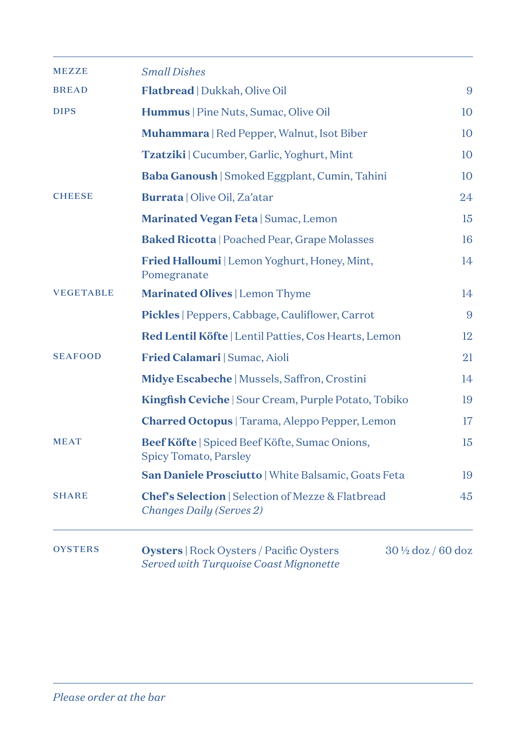| | | |
|---|---|---|
| MEZZE | *Small Dishes* | |
| BREAD | **Flatbread** \| Dukkah, Olive Oil | 9 |
| DIPS | **Hummus** \| Pine Nuts, Sumac, Olive Oil | 10 |
| | **Muhammara** \| Red Pepper, Walnut, Isot Biber | 10 |
| | **Tzatziki** \| Cucumber, Garlic, Yoghurt, Mint | 10 |
| | **Baba Ganoush** \| Smoked Eggplant, Cumin, Tahini | 10 |
| CHEESE | **Burrata** \| Olive Oil, Za'atar | 24 |
| | **Marinated Vegan Feta** \| Sumac, Lemon | 15 |
| | **Baked Ricotta** \| Poached Pear, Grape Molasses | 16 |
| | **Fried Halloumi** \| Lemon Yoghurt, Honey, Mint, Pomegranate | 14 |
| VEGETABLE | **Marinated Olives** \| Lemon Thyme | 14 |
| | **Pickles** \| Peppers, Cabbage, Cauliflower, Carrot | 9 |
| | **Red Lentil Köfte** \| Lentil Patties, Cos Hearts, Lemon | 12 |
| SEAFOOD | **Fried Calamari** \| Sumac, Aioli | 21 |
| | **Midye Escabeche** \| Mussels, Saffron, Crostini | 14 |
| | **Kingfish Ceviche** \| Sour Cream, Purple Potato, Tobiko | 19 |
| | **Charred Octopus** \| Tarama, Aleppo Pepper, Lemon | 17 |
| MEAT | **Beef Köfte** \| Spiced Beef Köfte, Sumac Onions, Spicy Tomato, Parsley | 15 |
| | **San Daniele Prosciutto** \| White Balsamic, Goats Feta | 19 |
| SHARE | **Chef's Selection** \| Selection of Mezze & Flatbread *Changes Daily (Serves 2)* | 45 |
| OYSTERS | **Oysters** \| Rock Oysters / Pacific Oysters *Served with Turquoise Coast Mignonette* | 30 ½ doz / 60 doz |

*Please order at the bar*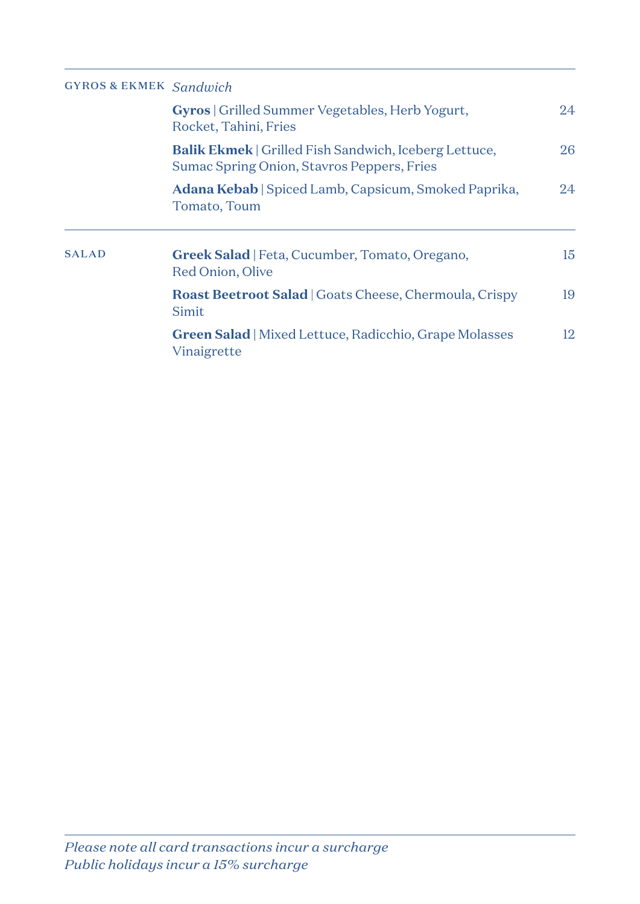## GYROS & EKMEK *Sandwich*

**Gyros** | Grilled Summer Vegetables, Herb Yogurt, Rocket, Tahini, Fries — 24

**Balik Ekmek** | Grilled Fish Sandwich, Iceberg Lettuce, Sumac Spring Onion, Stavros Peppers, Fries — 26

**Adana Kebab** | Spiced Lamb, Capsicum, Smoked Paprika, Tomato, Toum — 24

---

## SALAD

**Greek Salad** | Feta, Cucumber, Tomato, Oregano, Red Onion, Olive — 15

**Roast Beetroot Salad** | Goats Cheese, Chermoula, Crispy Simit — 19

**Green Salad** | Mixed Lettuce, Radicchio, Grape Molasses Vinaigrette — 12

---

*Please note all card transactions incur a surcharge*
*Public holidays incur a 15% surcharge*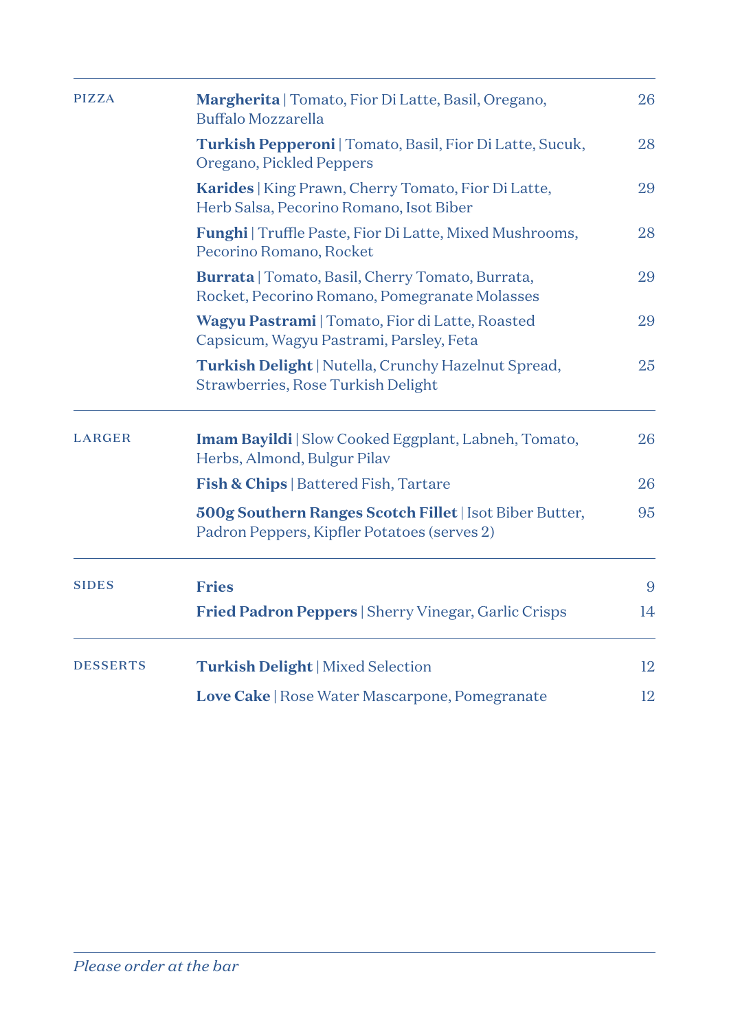## PIZZA

**Margherita** | Tomato, Fior Di Latte, Basil, Oregano, Buffalo Mozzarella — 26

**Turkish Pepperoni** | Tomato, Basil, Fior Di Latte, Sucuk, Oregano, Pickled Peppers — 28

**Karides** | King Prawn, Cherry Tomato, Fior Di Latte, Herb Salsa, Pecorino Romano, Isot Biber — 29

**Funghi** | Truffle Paste, Fior Di Latte, Mixed Mushrooms, Pecorino Romano, Rocket — 28

**Burrata** | Tomato, Basil, Cherry Tomato, Burrata, Rocket, Pecorino Romano, Pomegranate Molasses — 29

**Wagyu Pastrami** | Tomato, Fior di Latte, Roasted Capsicum, Wagyu Pastrami, Parsley, Feta — 29

**Turkish Delight** | Nutella, Crunchy Hazelnut Spread, Strawberries, Rose Turkish Delight — 25

## LARGER

**Imam Bayildi** | Slow Cooked Eggplant, Labneh, Tomato, Herbs, Almond, Bulgur Pilav — 26

**Fish & Chips** | Battered Fish, Tartare — 26

**500g Southern Ranges Scotch Fillet** | Isot Biber Butter, Padron Peppers, Kipfler Potatoes (serves 2) — 95

## SIDES

**Fries** — 9

**Fried Padron Peppers** | Sherry Vinegar, Garlic Crisps — 14

## DESSERTS

**Turkish Delight** | Mixed Selection — 12

**Love Cake** | Rose Water Mascarpone, Pomegranate — 12

*Please order at the bar*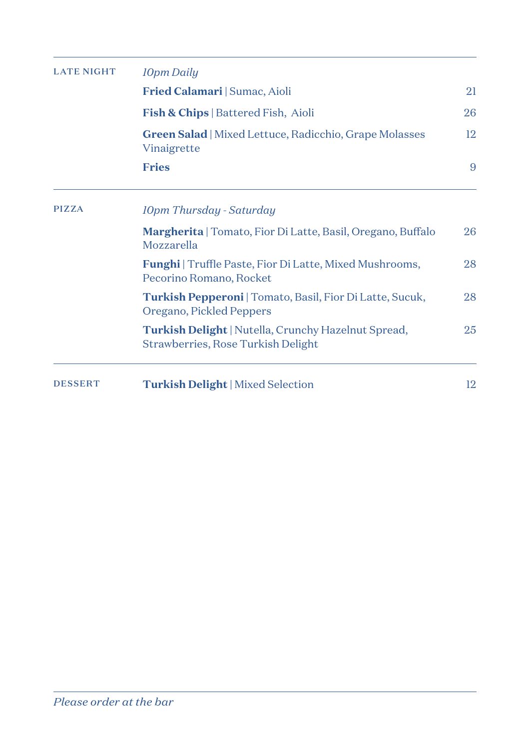## LATE NIGHT

*10pm Daily*

**Fried Calamari** | Sumac, Aioli — 21

**Fish & Chips** | Battered Fish, Aioli — 26

**Green Salad** | Mixed Lettuce, Radicchio, Grape Molasses Vinaigrette — 12

**Fries** — 9

## PIZZA

*10pm Thursday - Saturday*

**Margherita** | Tomato, Fior Di Latte, Basil, Oregano, Buffalo Mozzarella — 26

**Funghi** | Truffle Paste, Fior Di Latte, Mixed Mushrooms, Pecorino Romano, Rocket — 28

**Turkish Pepperoni** | Tomato, Basil, Fior Di Latte, Sucuk, Oregano, Pickled Peppers — 28

**Turkish Delight** | Nutella, Crunchy Hazelnut Spread, Strawberries, Rose Turkish Delight — 25

## DESSERT

**Turkish Delight** | Mixed Selection — 12

*Please order at the bar*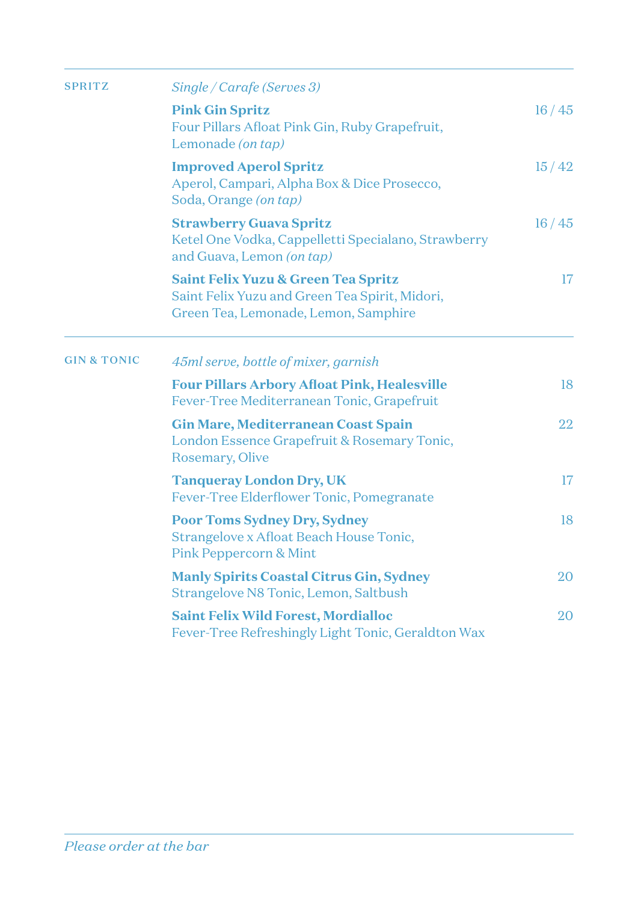## SPRITZ

*Single / Carafe (Serves 3)*

**Pink Gin Spritz** — 16 / 45
Four Pillars Afloat Pink Gin, Ruby Grapefruit, Lemonade *(on tap)*

**Improved Aperol Spritz** — 15 / 42
Aperol, Campari, Alpha Box & Dice Prosecco, Soda, Orange *(on tap)*

**Strawberry Guava Spritz** — 16 / 45
Ketel One Vodka, Cappelletti Specialano, Strawberry and Guava, Lemon *(on tap)*

**Saint Felix Yuzu & Green Tea Spritz** — 17
Saint Felix Yuzu and Green Tea Spirit, Midori, Green Tea, Lemonade, Lemon, Samphire

## GIN & TONIC

*45ml serve, bottle of mixer, garnish*

**Four Pillars Arbory Afloat Pink, Healesville** — 18
Fever-Tree Mediterranean Tonic, Grapefruit

**Gin Mare, Mediterranean Coast Spain** — 22
London Essence Grapefruit & Rosemary Tonic, Rosemary, Olive

**Tanqueray London Dry, UK** — 17
Fever-Tree Elderflower Tonic, Pomegranate

**Poor Toms Sydney Dry, Sydney** — 18
Strangelove x Afloat Beach House Tonic, Pink Peppercorn & Mint

**Manly Spirits Coastal Citrus Gin, Sydney** — 20
Strangelove N8 Tonic, Lemon, Saltbush

**Saint Felix Wild Forest, Mordialloc** — 20
Fever-Tree Refreshingly Light Tonic, Geraldton Wax

*Please order at the bar*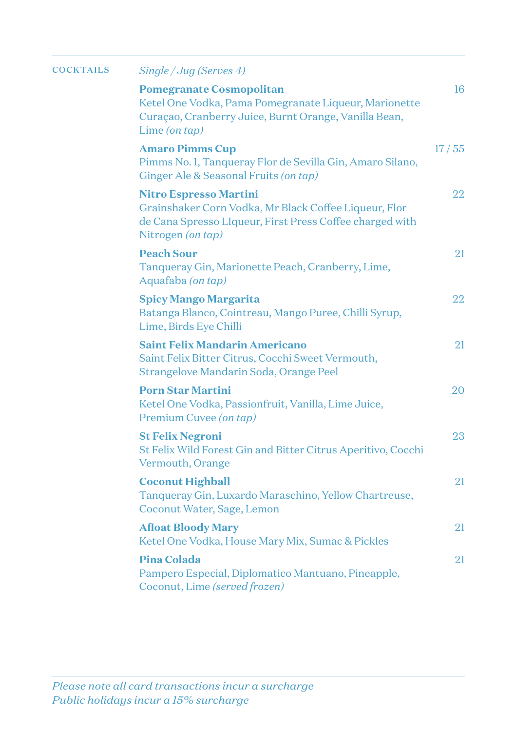## COCKTAILS

*Single / Jug (Serves 4)*

**Pomegranate Cosmopolitan** 16
Ketel One Vodka, Pama Pomegranate Liqueur, Marionette Curaçao, Cranberry Juice, Burnt Orange, Vanilla Bean, Lime *(on tap)*

**Amaro Pimms Cup** 17 / 55
Pimms No. 1, Tanqueray Flor de Sevilla Gin, Amaro Silano, Ginger Ale & Seasonal Fruits *(on tap)*

**Nitro Espresso Martini** 22
Grainshaker Corn Vodka, Mr Black Coffee Liqueur, Flor de Cana Spresso LIqueur, First Press Coffee charged with Nitrogen *(on tap)*

**Peach Sour** 21
Tanqueray Gin, Marionette Peach, Cranberry, Lime, Aquafaba *(on tap)*

**Spicy Mango Margarita** 22
Batanga Blanco, Cointreau, Mango Puree, Chilli Syrup, Lime, Birds Eye Chilli

**Saint Felix Mandarin Americano** 21
Saint Felix Bitter Citrus, Cocchi Sweet Vermouth, Strangelove Mandarin Soda, Orange Peel

**Porn Star Martini** 20
Ketel One Vodka, Passionfruit, Vanilla, Lime Juice, Premium Cuvee *(on tap)*

**St Felix Negroni** 23
St Felix Wild Forest Gin and Bitter Citrus Aperitivo, Cocchi Vermouth, Orange

**Coconut Highball** 21
Tanqueray Gin, Luxardo Maraschino, Yellow Chartreuse, Coconut Water, Sage, Lemon

**Afloat Bloody Mary** 21
Ketel One Vodka, House Mary Mix, Sumac & Pickles

**Pina Colada** 21
Pampero Especial, Diplomatico Mantuano, Pineapple, Coconut, Lime *(served frozen)*

*Please note all card transactions incur a surcharge*
*Public holidays incur a 15% surcharge*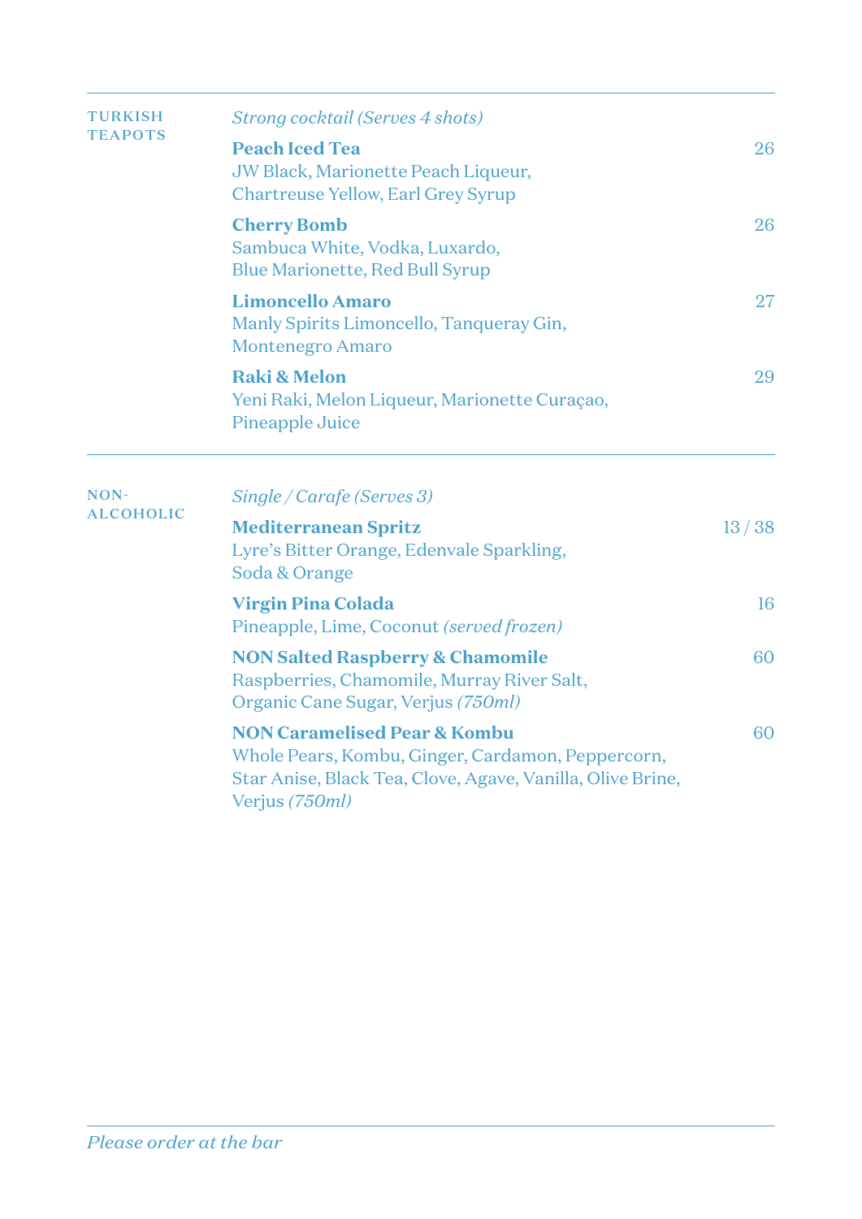## TURKISH TEAPOTS

*Strong cocktail (Serves 4 shots)*

**Peach Iced Tea** — 26
JW Black, Marionette Peach Liqueur, Chartreuse Yellow, Earl Grey Syrup

**Cherry Bomb** — 26
Sambuca White, Vodka, Luxardo, Blue Marionette, Red Bull Syrup

**Limoncello Amaro** — 27
Manly Spirits Limoncello, Tanqueray Gin, Montenegro Amaro

**Raki & Melon** — 29
Yeni Raki, Melon Liqueur, Marionette Curaçao, Pineapple Juice

## NON-ALCOHOLIC

*Single / Carafe (Serves 3)*

**Mediterranean Spritz** — 13 / 38
Lyre's Bitter Orange, Edenvale Sparkling, Soda & Orange

**Virgin Pina Colada** — 16
Pineapple, Lime, Coconut *(served frozen)*

**NON Salted Raspberry & Chamomile** — 60
Raspberries, Chamomile, Murray River Salt, Organic Cane Sugar, Verjus *(750ml)*

**NON Caramelised Pear & Kombu** — 60
Whole Pears, Kombu, Ginger, Cardamon, Peppercorn, Star Anise, Black Tea, Clove, Agave, Vanilla, Olive Brine, Verjus *(750ml)*

*Please order at the bar*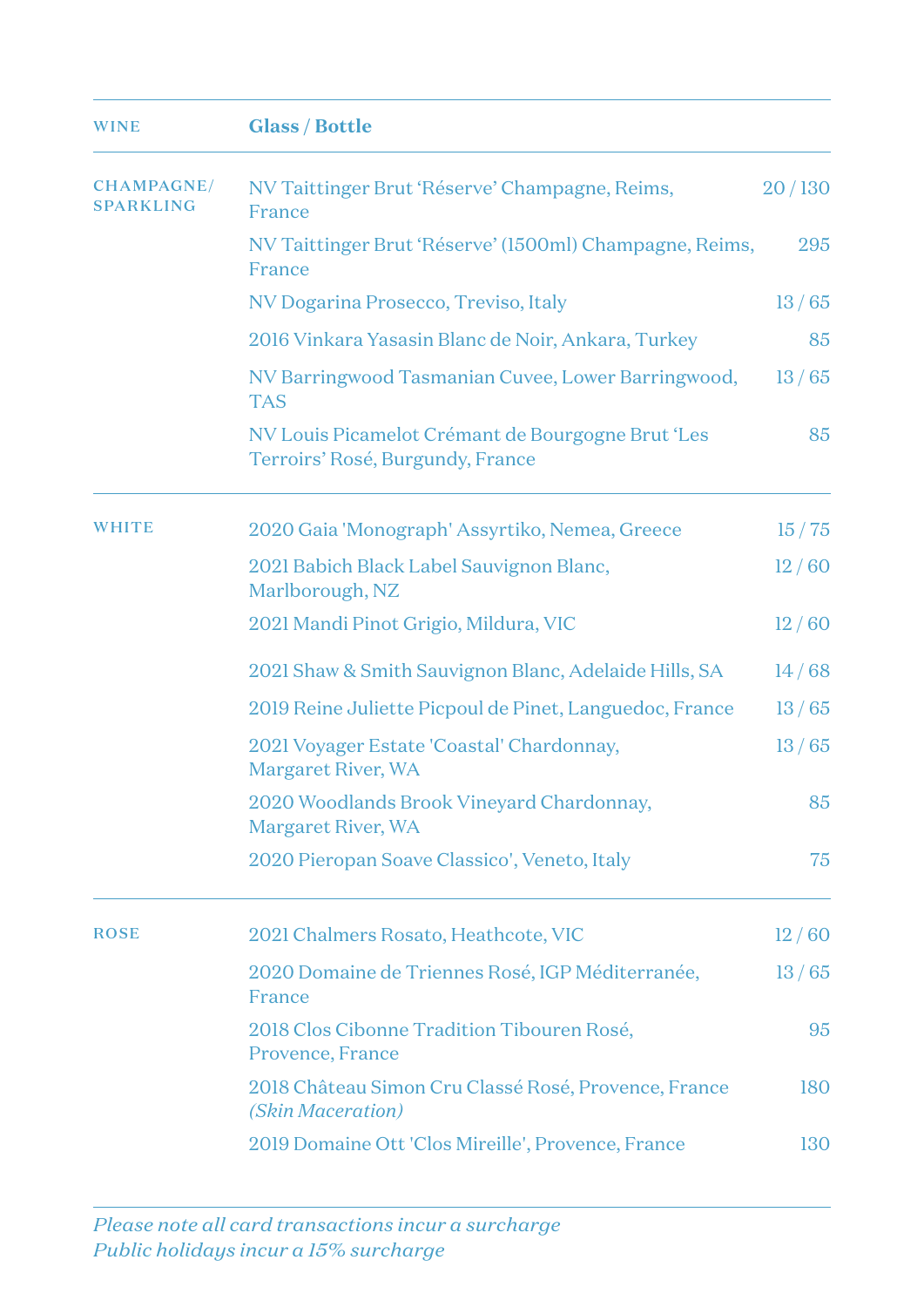| WINE | Glass / Bottle | |
|---|---|---|
| CHAMPAGNE/ SPARKLING | NV Taittinger Brut 'Réserve' Champagne, Reims, France | 20 / 130 |
| | NV Taittinger Brut 'Réserve' (1500ml) Champagne, Reims, France | 295 |
| | NV Dogarina Prosecco, Treviso, Italy | 13 / 65 |
| | 2016 Vinkara Yasasin Blanc de Noir, Ankara, Turkey | 85 |
| | NV Barringwood Tasmanian Cuvee, Lower Barringwood, TAS | 13 / 65 |
| | NV Louis Picamelot Crémant de Bourgogne Brut 'Les Terroirs' Rosé, Burgundy, France | 85 |
| WHITE | 2020 Gaia 'Monograph' Assyrtiko, Nemea, Greece | 15 / 75 |
| | 2021 Babich Black Label Sauvignon Blanc, Marlborough, NZ | 12 / 60 |
| | 2021 Mandi Pinot Grigio, Mildura, VIC | 12 / 60 |
| | 2021 Shaw & Smith Sauvignon Blanc, Adelaide Hills, SA | 14 / 68 |
| | 2019 Reine Juliette Picpoul de Pinet, Languedoc, France | 13 / 65 |
| | 2021 Voyager Estate 'Coastal' Chardonnay, Margaret River, WA | 13 / 65 |
| | 2020 Woodlands Brook Vineyard Chardonnay, Margaret River, WA | 85 |
| | 2020 Pieropan Soave Classico', Veneto, Italy | 75 |
| ROSE | 2021 Chalmers Rosato, Heathcote, VIC | 12 / 60 |
| | 2020 Domaine de Triennes Rosé, IGP Méditerranée, France | 13 / 65 |
| | 2018 Clos Cibonne Tradition Tibouren Rosé, Provence, France | 95 |
| | 2018 Château Simon Cru Classé Rosé, Provence, France *(Skin Maceration)* | 180 |
| | 2019 Domaine Ott 'Clos Mireille', Provence, France | 130 |

*Please note all card transactions incur a surcharge*
*Public holidays incur a 15% surcharge*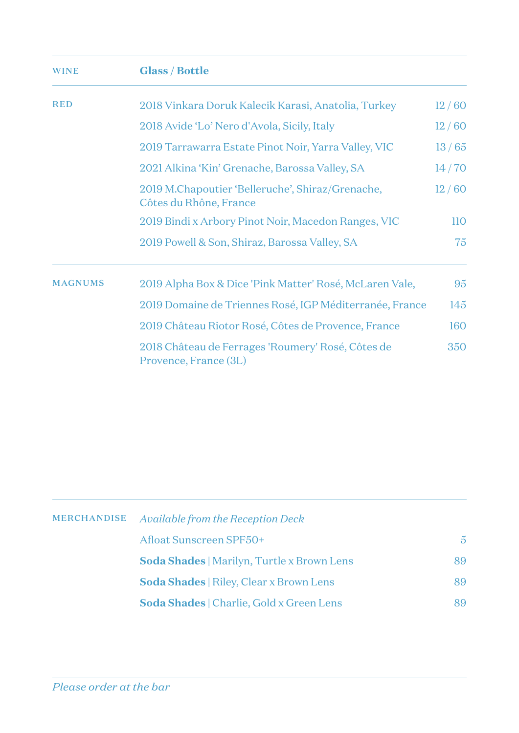| WINE | Glass / Bottle | |
|---|---|---|
| RED | 2018 Vinkara Doruk Kalecik Karasi, Anatolia, Turkey | 12 / 60 |
| | 2018 Avide 'Lo' Nero d'Avola, Sicily, Italy | 12 / 60 |
| | 2019 Tarrawarra Estate Pinot Noir, Yarra Valley, VIC | 13 / 65 |
| | 2021 Alkina 'Kin' Grenache, Barossa Valley, SA | 14 / 70 |
| | 2019 M.Chapoutier 'Belleruche', Shiraz/Grenache, Côtes du Rhône, France | 12 / 60 |
| | 2019 Bindi x Arbory Pinot Noir, Macedon Ranges, VIC | 110 |
| | 2019 Powell & Son, Shiraz, Barossa Valley, SA | 75 |
| MAGNUMS | 2019 Alpha Box & Dice 'Pink Matter' Rosé, McLaren Vale, | 95 |
| | 2019 Domaine de Triennes Rosé, IGP Méditerranée, France | 145 |
| | 2019 Château Riotor Rosé, Côtes de Provence, France | 160 |
| | 2018 Château de Ferrages 'Roumery' Rosé, Côtes de Provence, France (3L) | 350 |

| MERCHANDISE | *Available from the Reception Deck* | |
|---|---|---|
| | Afloat Sunscreen SPF50+ | 5 |
| | **Soda Shades** \| Marilyn, Turtle x Brown Lens | 89 |
| | **Soda Shades** \| Riley, Clear x Brown Lens | 89 |
| | **Soda Shades** \| Charlie, Gold x Green Lens | 89 |

*Please order at the bar*